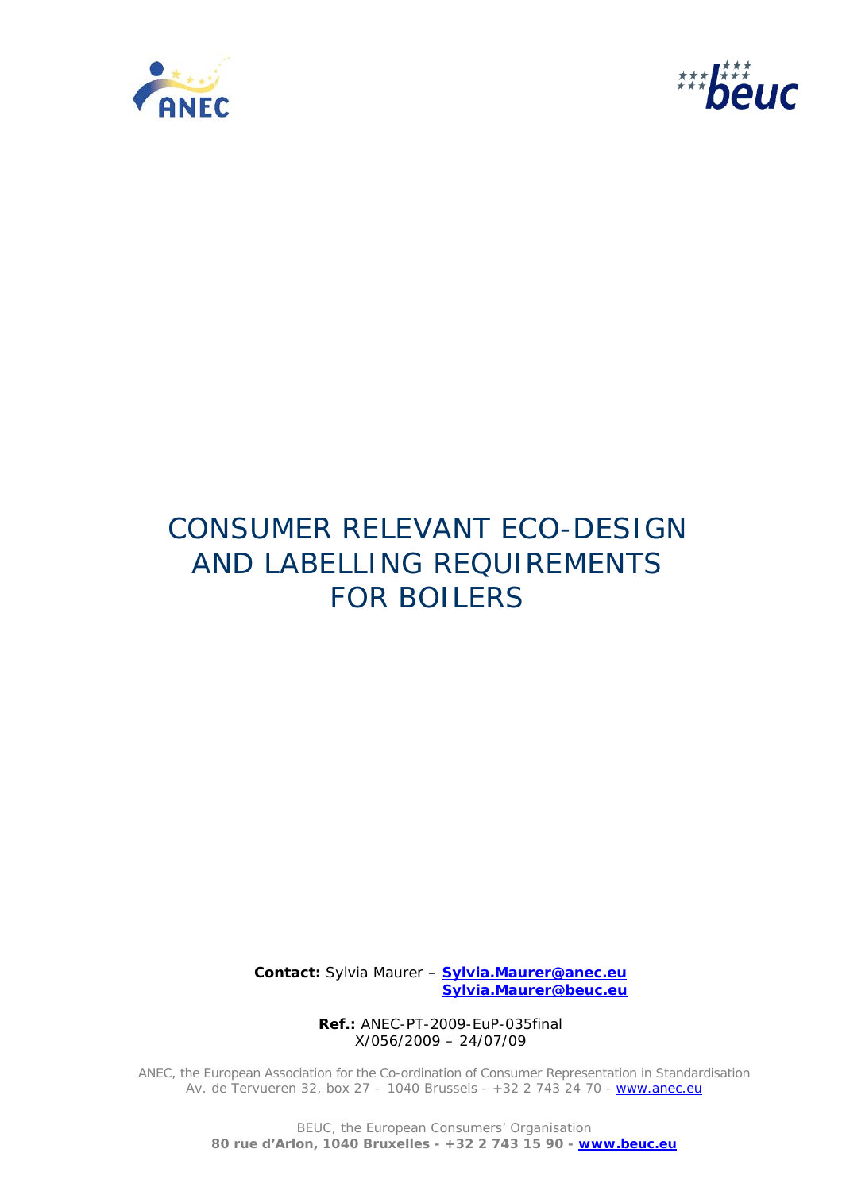# CONSUMER RELEVANT ECO-DESIGN AND LABELLING REQUIREMENTS FOR BOILERS

**Contact:** Sylvia Maurer – **Sylvia.Maurer@anec.eu**
**Sylvia.Maurer@beuc.eu**

**Ref.:** ANEC-PT-2009-EuP-035final
X/056/2009 – 24/07/09

ANEC, the European Association for the Co-ordination of Consumer Representation in Standardisation
Av. de Tervueren 32, box 27 – 1040 Brussels - +32 2 743 24 70 - www.anec.eu

BEUC, the European Consumers' Organisation
**80 rue d'Arlon, 1040 Bruxelles - +32 2 743 15 90 - www.beuc.eu**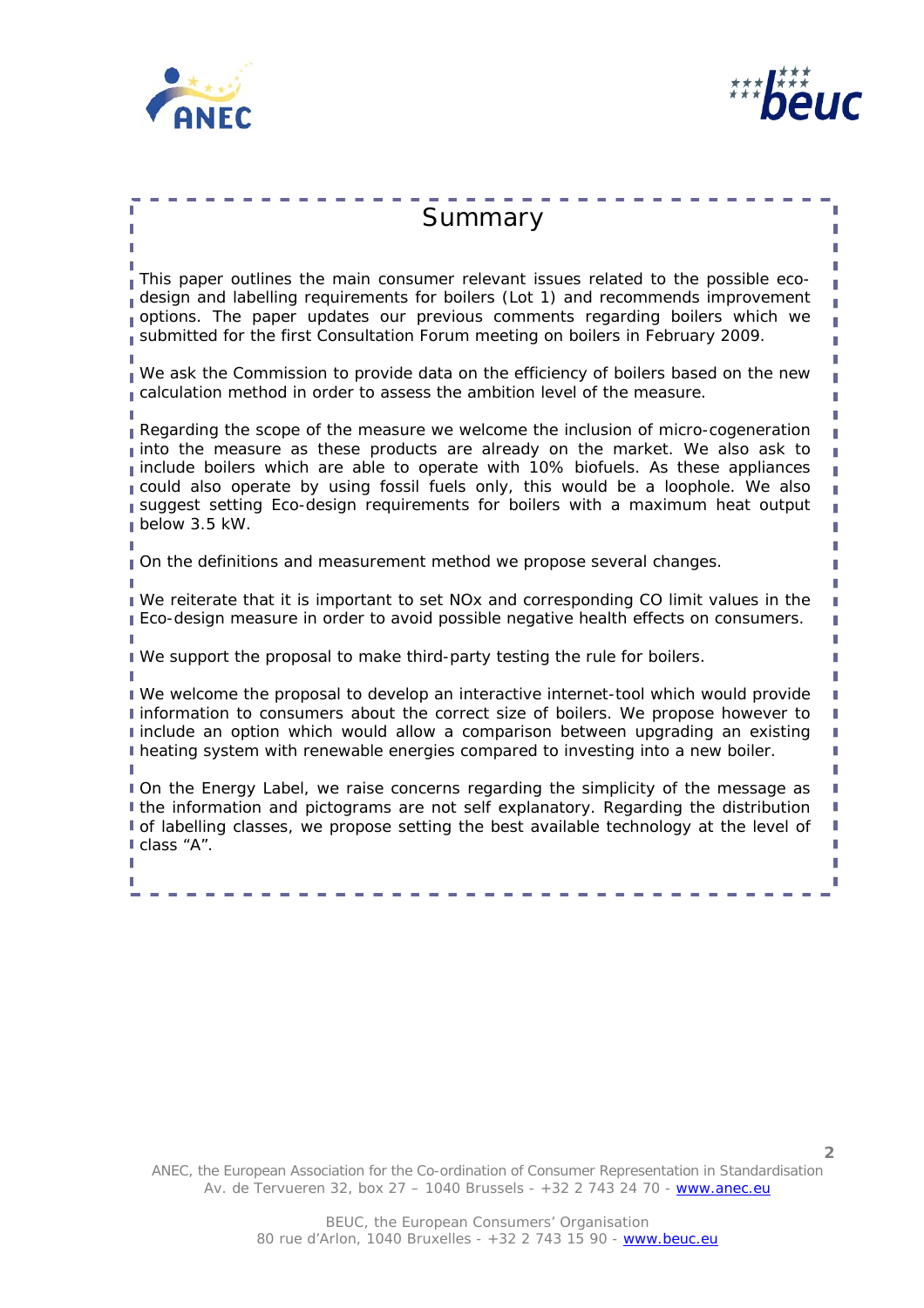# Summary

This paper outlines the main consumer relevant issues related to the possible eco-design and labelling requirements for boilers (Lot 1) and recommends improvement options. The paper updates our previous comments regarding boilers which we submitted for the first Consultation Forum meeting on boilers in February 2009.

We ask the Commission to provide data on the efficiency of boilers based on the new calculation method in order to assess the ambition level of the measure.

Regarding the scope of the measure we welcome the inclusion of micro-cogeneration into the measure as these products are already on the market. We also ask to include boilers which are able to operate with 10% biofuels. As these appliances could also operate by using fossil fuels only, this would be a loophole. We also suggest setting Eco-design requirements for boilers with a maximum heat output below 3.5 kW.

On the definitions and measurement method we propose several changes.

We reiterate that it is important to set NOx and corresponding CO limit values in the Eco-design measure in order to avoid possible negative health effects on consumers.

We support the proposal to make third-party testing the rule for boilers.

We welcome the proposal to develop an interactive internet-tool which would provide information to consumers about the correct size of boilers. We propose however to include an option which would allow a comparison between upgrading an existing heating system with renewable energies compared to investing into a new boiler.

On the Energy Label, we raise concerns regarding the simplicity of the message as the information and pictograms are not self explanatory. Regarding the distribution of labelling classes, we propose setting the best available technology at the level of class "A".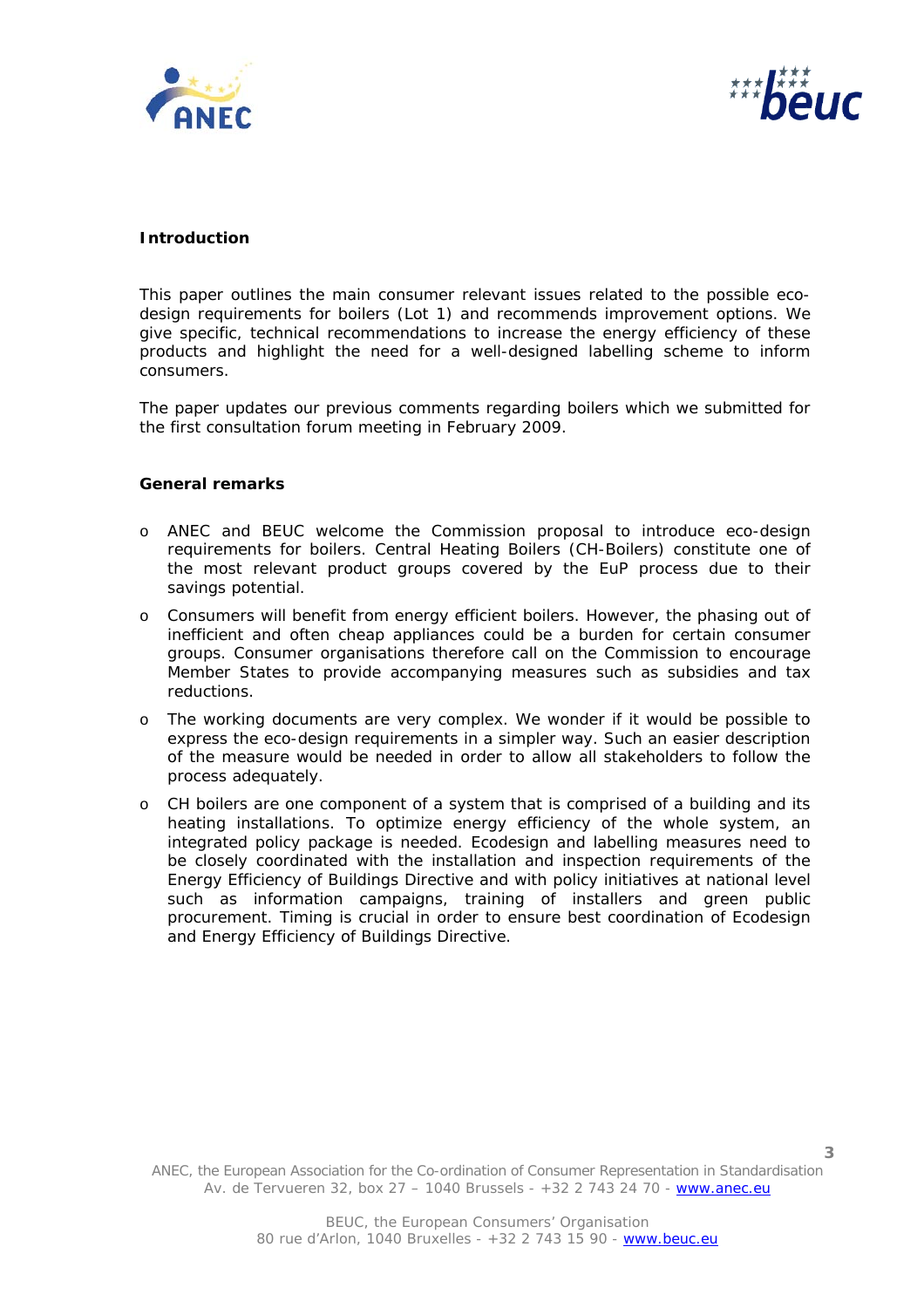**Introduction**

This paper outlines the main consumer relevant issues related to the possible eco-design requirements for boilers (Lot 1) and recommends improvement options. We give specific, technical recommendations to increase the energy efficiency of these products and highlight the need for a well-designed labelling scheme to inform consumers.

The paper updates our previous comments regarding boilers which we submitted for the first consultation forum meeting in February 2009.

**General remarks**

- ANEC and BEUC welcome the Commission proposal to introduce eco-design requirements for boilers. Central Heating Boilers (CH-Boilers) constitute one of the most relevant product groups covered by the EuP process due to their savings potential.
- Consumers will benefit from energy efficient boilers. However, the phasing out of inefficient and often cheap appliances could be a burden for certain consumer groups. Consumer organisations therefore call on the Commission to encourage Member States to provide accompanying measures such as subsidies and tax reductions.
- The working documents are very complex. We wonder if it would be possible to express the eco-design requirements in a simpler way. Such an easier description of the measure would be needed in order to allow all stakeholders to follow the process adequately.
- CH boilers are one component of a system that is comprised of a building and its heating installations. To optimize energy efficiency of the whole system, an integrated policy package is needed. Ecodesign and labelling measures need to be closely coordinated with the installation and inspection requirements of the Energy Efficiency of Buildings Directive and with policy initiatives at national level such as information campaigns, training of installers and green public procurement. Timing is crucial in order to ensure best coordination of Ecodesign and Energy Efficiency of Buildings Directive.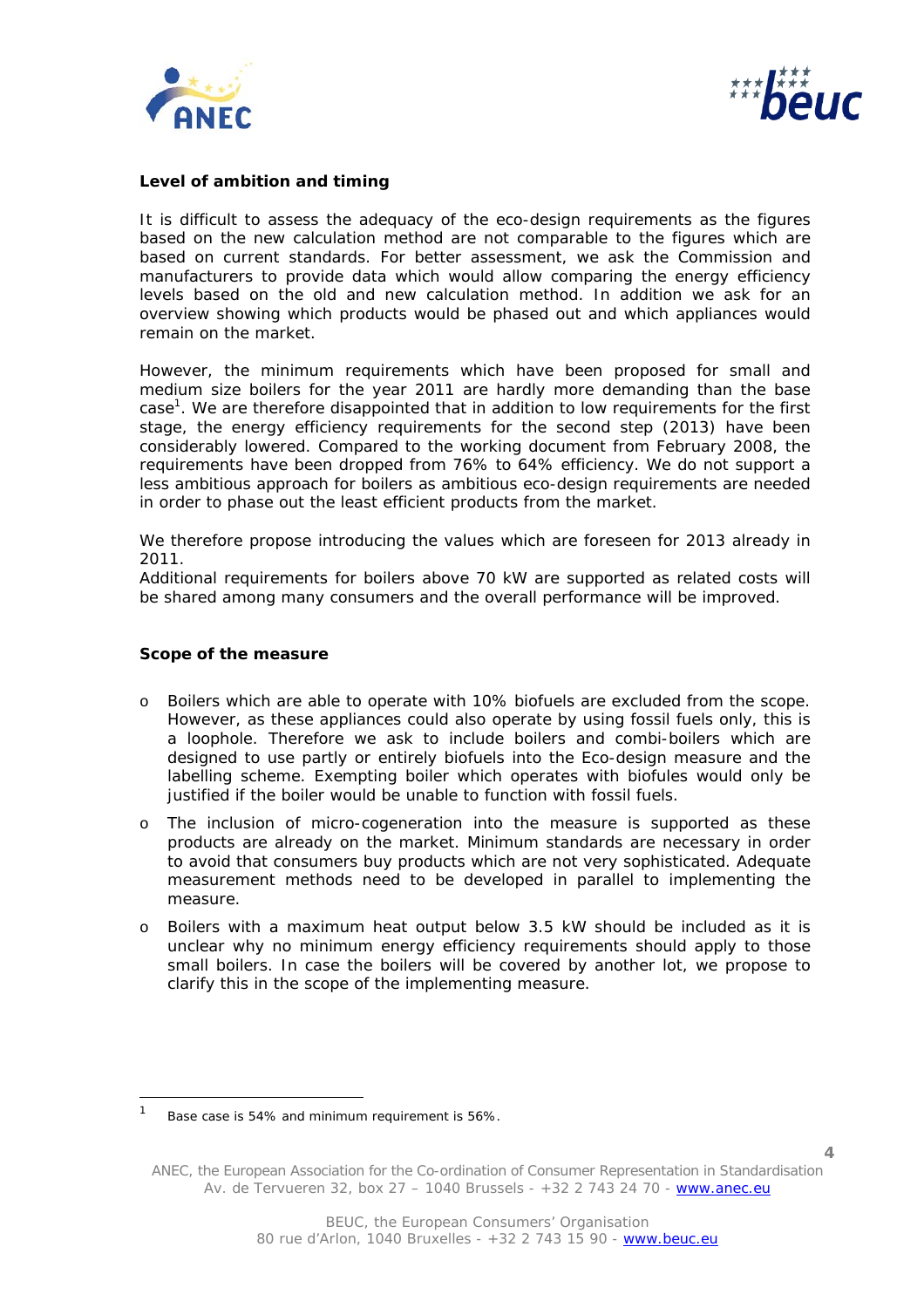### Level of ambition and timing

It is difficult to assess the adequacy of the eco-design requirements as the figures based on the new calculation method are not comparable to the figures which are based on current standards. For better assessment, we ask the Commission and manufacturers to provide data which would allow comparing the energy efficiency levels based on the old and new calculation method. In addition we ask for an overview showing which products would be phased out and which appliances would remain on the market.

However, the minimum requirements which have been proposed for small and medium size boilers for the year 2011 are hardly more demanding than the base case[1]. We are therefore disappointed that in addition to low requirements for the first stage, the energy efficiency requirements for the second step (2013) have been considerably lowered. Compared to the working document from February 2008, the requirements have been dropped from 76% to 64% efficiency. We do not support a less ambitious approach for boilers as ambitious eco-design requirements are needed in order to phase out the least efficient products from the market.

We therefore propose introducing the values which are foreseen for 2013 already in 2011.
Additional requirements for boilers above 70 kW are supported as related costs will be shared among many consumers and the overall performance will be improved.

### Scope of the measure

- Boilers which are able to operate with 10% biofuels are excluded from the scope. However, as these appliances could also operate by using fossil fuels only, this is a loophole. Therefore we ask to include boilers and combi-boilers which are designed to use partly or entirely biofuels into the Eco-design measure and the labelling scheme. Exempting boiler which operates with biofules would only be justified if the boiler would be unable to function with fossil fuels.
- The inclusion of micro-cogeneration into the measure is supported as these products are already on the market. Minimum standards are necessary in order to avoid that consumers buy products which are not very sophisticated. Adequate measurement methods need to be developed in parallel to implementing the measure.
- Boilers with a maximum heat output below 3.5 kW should be included as it is unclear why no minimum energy efficiency requirements should apply to those small boilers. In case the boilers will be covered by another lot, we propose to clarify this in the scope of the implementing measure.

---

[1] Base case is 54% and minimum requirement is 56%.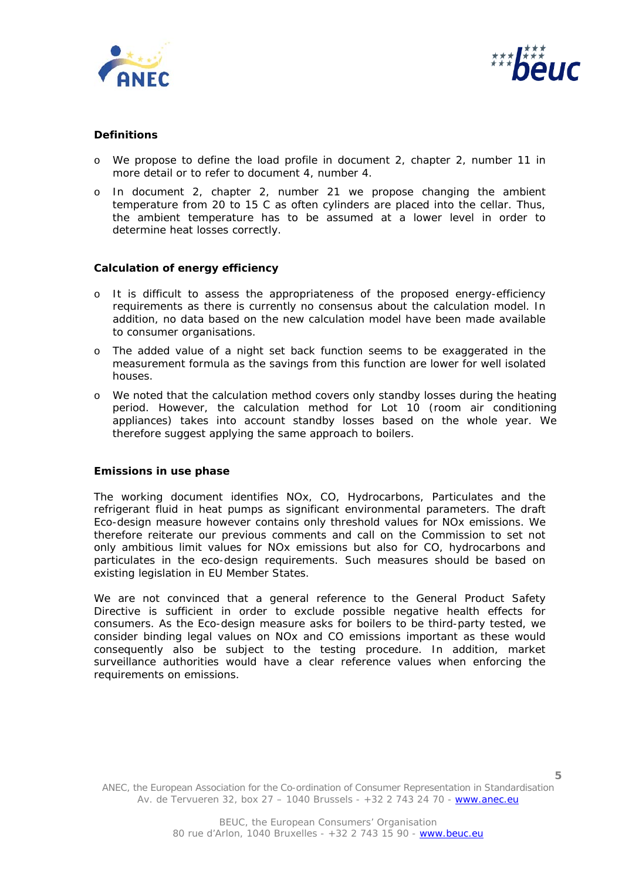**Definitions**

- We propose to define the load profile in document 2, chapter 2, number 11 in more detail or to refer to document 4, number 4.
- In document 2, chapter 2, number 21 we propose changing the ambient temperature from 20 to 15 C as often cylinders are placed into the cellar. Thus, the ambient temperature has to be assumed at a lower level in order to determine heat losses correctly.

**Calculation of energy efficiency**

- It is difficult to assess the appropriateness of the proposed energy-efficiency requirements as there is currently no consensus about the calculation model. In addition, no data based on the new calculation model have been made available to consumer organisations.
- The added value of a night set back function seems to be exaggerated in the measurement formula as the savings from this function are lower for well isolated houses.
- We noted that the calculation method covers only standby losses during the heating period. However, the calculation method for Lot 10 (room air conditioning appliances) takes into account standby losses based on the whole year. We therefore suggest applying the same approach to boilers.

**Emissions in use phase**

The working document identifies NOx, CO, Hydrocarbons, Particulates and the refrigerant fluid in heat pumps as significant environmental parameters. The draft Eco-design measure however contains only threshold values for NOx emissions. We therefore reiterate our previous comments and call on the Commission to set not only ambitious limit values for NOx emissions but also for CO, hydrocarbons and particulates in the eco-design requirements. Such measures should be based on existing legislation in EU Member States.

We are not convinced that a general reference to the General Product Safety Directive is sufficient in order to exclude possible negative health effects for consumers. As the Eco-design measure asks for boilers to be third-party tested, we consider binding legal values on NOx and CO emissions important as these would consequently also be subject to the testing procedure. In addition, market surveillance authorities would have a clear reference values when enforcing the requirements on emissions.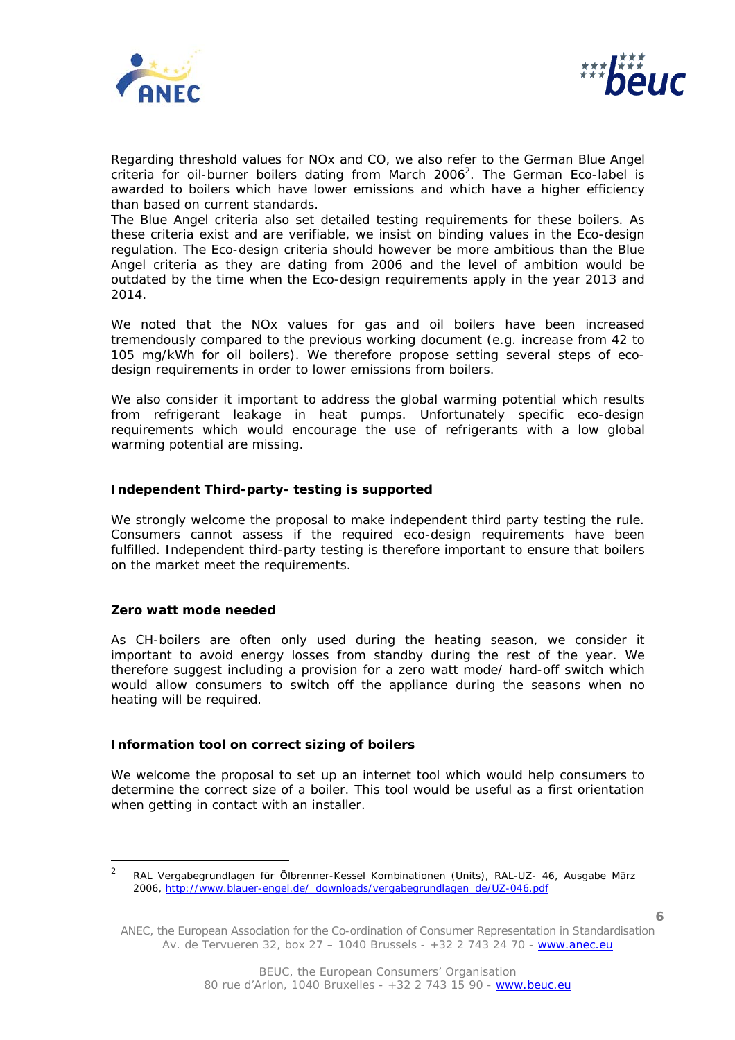Regarding threshold values for NOx and CO, we also refer to the German Blue Angel criteria for oil-burner boilers dating from March 2006[2]. The German Eco-label is awarded to boilers which have lower emissions and which have a higher efficiency than based on current standards.
The Blue Angel criteria also set detailed testing requirements for these boilers. As these criteria exist and are verifiable, we insist on binding values in the Eco-design regulation. The Eco-design criteria should however be more ambitious than the Blue Angel criteria as they are dating from 2006 and the level of ambition would be outdated by the time when the Eco-design requirements apply in the year 2013 and 2014.

We noted that the NOx values for gas and oil boilers have been increased tremendously compared to the previous working document (e.g. increase from 42 to 105 mg/kWh for oil boilers). We therefore propose setting several steps of eco-design requirements in order to lower emissions from boilers.

We also consider it important to address the global warming potential which results from refrigerant leakage in heat pumps. Unfortunately specific eco-design requirements which would encourage the use of refrigerants with a low global warming potential are missing.

**Independent Third-party- testing is supported**

We strongly welcome the proposal to make independent third party testing the rule. Consumers cannot assess if the required eco-design requirements have been fulfilled. Independent third-party testing is therefore important to ensure that boilers on the market meet the requirements.

**Zero watt mode needed**

As CH-boilers are often only used during the heating season, we consider it important to avoid energy losses from standby during the rest of the year. We therefore suggest including a provision for a zero watt mode/ hard-off switch which would allow consumers to switch off the appliance during the seasons when no heating will be required.

**Information tool on correct sizing of boilers**

We welcome the proposal to set up an internet tool which would help consumers to determine the correct size of a boiler. This tool would be useful as a first orientation when getting in contact with an installer.

---

[2] RAL Vergabegrundlagen für Ölbrenner-Kessel Kombinationen (Units), RAL-UZ- 46, Ausgabe März 2006, http://www.blauer-engel.de/_downloads/vergabegrundlagen_de/UZ-046.pdf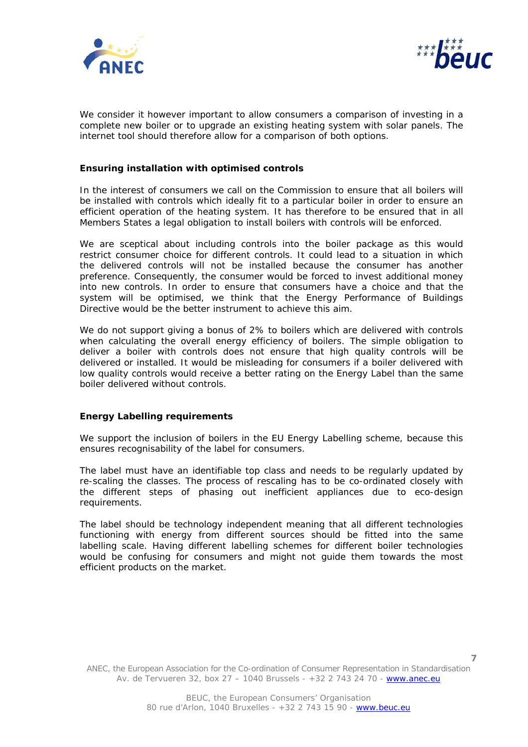We consider it however important to allow consumers a comparison of investing in a complete new boiler or to upgrade an existing heating system with solar panels. The internet tool should therefore allow for a comparison of both options.

**Ensuring installation with optimised controls**

In the interest of consumers we call on the Commission to ensure that all boilers will be installed with controls which ideally fit to a particular boiler in order to ensure an efficient operation of the heating system. It has therefore to be ensured that in all Members States a legal obligation to install boilers with controls will be enforced.

We are sceptical about including controls into the boiler package as this would restrict consumer choice for different controls. It could lead to a situation in which the delivered controls will not be installed because the consumer has another preference. Consequently, the consumer would be forced to invest additional money into new controls. In order to ensure that consumers have a choice and that the system will be optimised, we think that the Energy Performance of Buildings Directive would be the better instrument to achieve this aim.

We do not support giving a bonus of 2% to boilers which are delivered with controls when calculating the overall energy efficiency of boilers. The simple obligation to deliver a boiler with controls does not ensure that high quality controls will be delivered or installed. It would be misleading for consumers if a boiler delivered with low quality controls would receive a better rating on the Energy Label than the same boiler delivered without controls.

**Energy Labelling requirements**

We support the inclusion of boilers in the EU Energy Labelling scheme, because this ensures recognisability of the label for consumers.

The label must have an identifiable top class and needs to be regularly updated by re-scaling the classes. The process of rescaling has to be co-ordinated closely with the different steps of phasing out inefficient appliances due to eco-design requirements.

The label should be technology independent meaning that all different technologies functioning with energy from different sources should be fitted into the same labelling scale. Having different labelling schemes for different boiler technologies would be confusing for consumers and might not guide them towards the most efficient products on the market.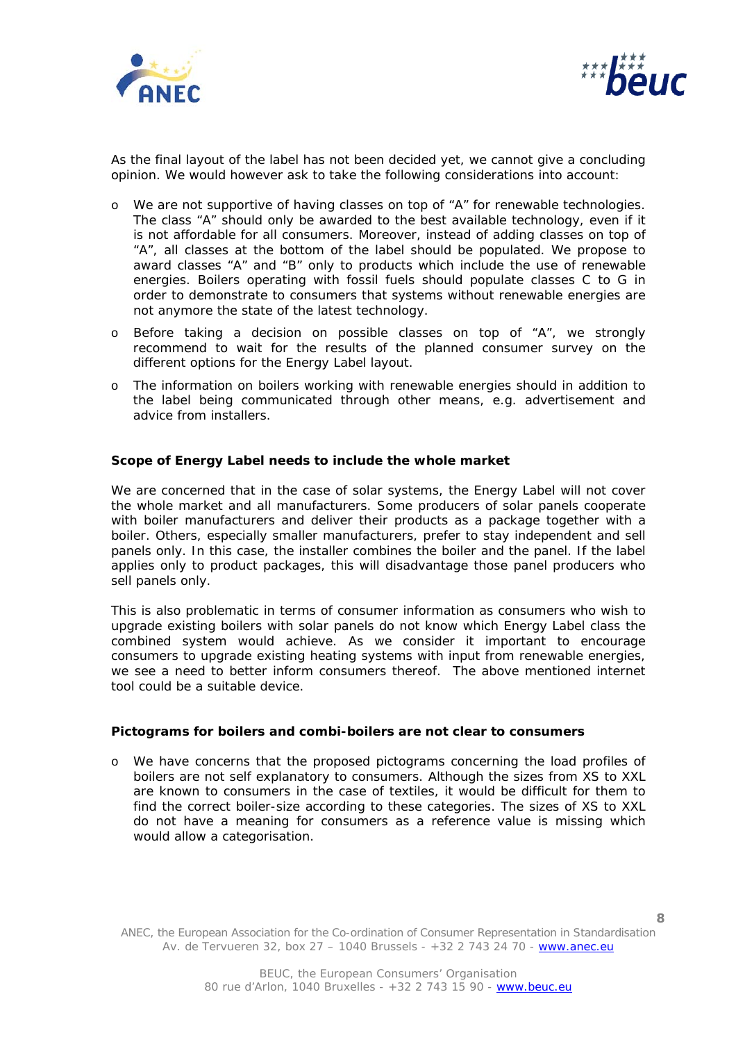As the final layout of the label has not been decided yet, we cannot give a concluding opinion. We would however ask to take the following considerations into account:

- We are not supportive of having classes on top of "A" for renewable technologies. The class "A" should only be awarded to the best available technology, even if it is not affordable for all consumers. Moreover, instead of adding classes on top of "A", all classes at the bottom of the label should be populated. We propose to award classes "A" and "B" only to products which include the use of renewable energies. Boilers operating with fossil fuels should populate classes C to G in order to demonstrate to consumers that systems without renewable energies are not anymore the state of the latest technology.
- Before taking a decision on possible classes on top of "A", we strongly recommend to wait for the results of the planned consumer survey on the different options for the Energy Label layout.
- The information on boilers working with renewable energies should in addition to the label being communicated through other means, e.g. advertisement and advice from installers.

**Scope of Energy Label needs to include the whole market**

We are concerned that in the case of solar systems, the Energy Label will not cover the whole market and all manufacturers. Some producers of solar panels cooperate with boiler manufacturers and deliver their products as a package together with a boiler. Others, especially smaller manufacturers, prefer to stay independent and sell panels only. In this case, the installer combines the boiler and the panel. If the label applies only to product packages, this will disadvantage those panel producers who sell panels only.

This is also problematic in terms of consumer information as consumers who wish to upgrade existing boilers with solar panels do not know which Energy Label class the combined system would achieve. As we consider it important to encourage consumers to upgrade existing heating systems with input from renewable energies, we see a need to better inform consumers thereof. The above mentioned internet tool could be a suitable device.

**Pictograms for boilers and combi-boilers are not clear to consumers**

- We have concerns that the proposed pictograms concerning the load profiles of boilers are not self explanatory to consumers. Although the sizes from XS to XXL are known to consumers in the case of textiles, it would be difficult for them to find the correct boiler-size according to these categories. The sizes of XS to XXL do not have a meaning for consumers as a reference value is missing which would allow a categorisation.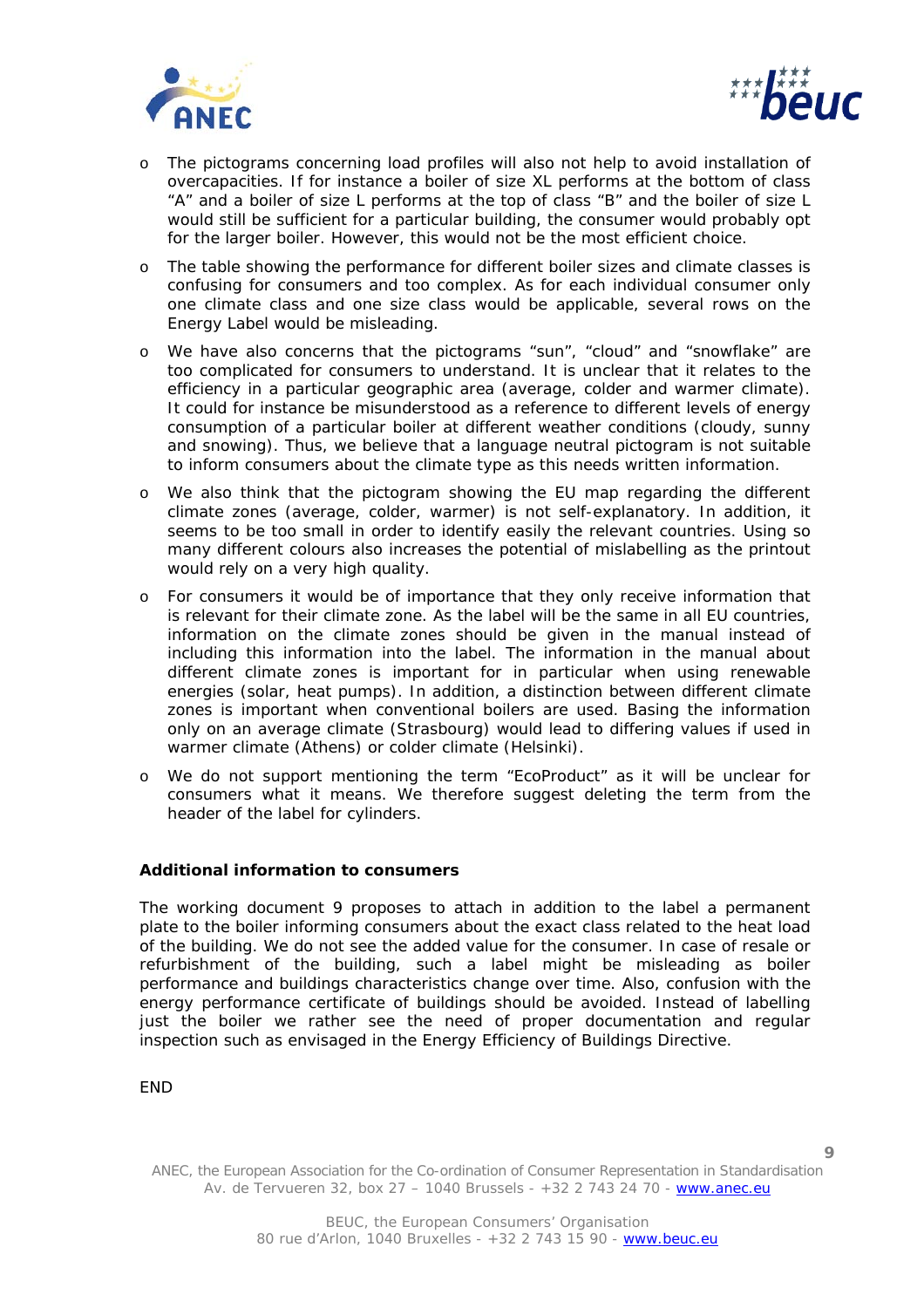- The pictograms concerning load profiles will also not help to avoid installation of overcapacities. If for instance a boiler of size XL performs at the bottom of class "A" and a boiler of size L performs at the top of class "B" and the boiler of size L would still be sufficient for a particular building, the consumer would probably opt for the larger boiler. However, this would not be the most efficient choice.
- The table showing the performance for different boiler sizes and climate classes is confusing for consumers and too complex. As for each individual consumer only one climate class and one size class would be applicable, several rows on the Energy Label would be misleading.
- We have also concerns that the pictograms "sun", "cloud" and "snowflake" are too complicated for consumers to understand. It is unclear that it relates to the efficiency in a particular geographic area (average, colder and warmer climate). It could for instance be misunderstood as a reference to different levels of energy consumption of a particular boiler at different weather conditions (cloudy, sunny and snowing). Thus, we believe that a language neutral pictogram is not suitable to inform consumers about the climate type as this needs written information.
- We also think that the pictogram showing the EU map regarding the different climate zones (average, colder, warmer) is not self-explanatory. In addition, it seems to be too small in order to identify easily the relevant countries. Using so many different colours also increases the potential of mislabelling as the printout would rely on a very high quality.
- For consumers it would be of importance that they only receive information that is relevant for their climate zone. As the label will be the same in all EU countries, information on the climate zones should be given in the manual instead of including this information into the label. The information in the manual about different climate zones is important for in particular when using renewable energies (solar, heat pumps). In addition, a distinction between different climate zones is important when conventional boilers are used. Basing the information only on an average climate (Strasbourg) would lead to differing values if used in warmer climate (Athens) or colder climate (Helsinki).
- We do not support mentioning the term "EcoProduct" as it will be unclear for consumers what it means. We therefore suggest deleting the term from the header of the label for cylinders.

**Additional information to consumers**

The working document 9 proposes to attach in addition to the label a permanent plate to the boiler informing consumers about the exact class related to the heat load of the building. We do not see the added value for the consumer. In case of resale or refurbishment of the building, such a label might be misleading as boiler performance and buildings characteristics change over time. Also, confusion with the energy performance certificate of buildings should be avoided. Instead of labelling just the boiler we rather see the need of proper documentation and regular inspection such as envisaged in the Energy Efficiency of Buildings Directive.

END